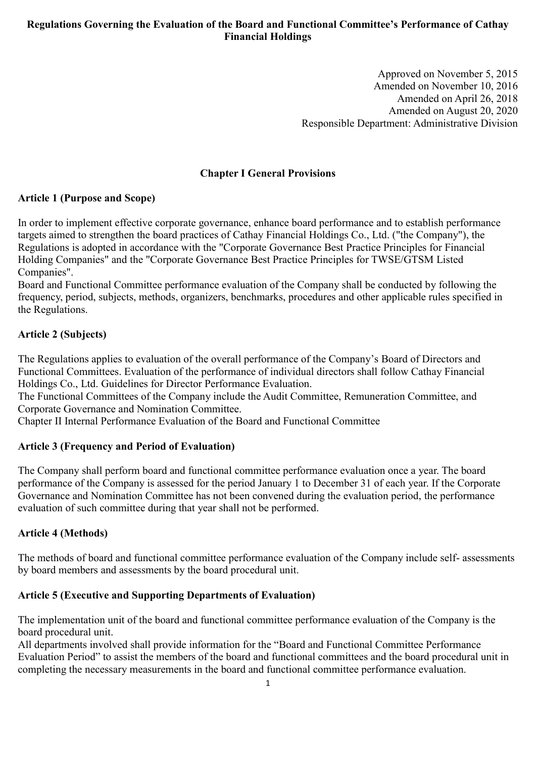# Regulations Governing the Evaluation of the Board and Functional Committee's Performance of Cathay Financial Holdings

Approved on November 5, 2015
Amended on November 10, 2016
Amended on April 26, 2018
Amended on August 20, 2020
Responsible Department: Administrative Division

## Chapter I General Provisions

### Article 1 (Purpose and Scope)

In order to implement effective corporate governance, enhance board performance and to establish performance targets aimed to strengthen the board practices of Cathay Financial Holdings Co., Ltd. ("the Company"), the Regulations is adopted in accordance with the "Corporate Governance Best Practice Principles for Financial Holding Companies" and the "Corporate Governance Best Practice Principles for TWSE/GTSM Listed Companies".

Board and Functional Committee performance evaluation of the Company shall be conducted by following the frequency, period, subjects, methods, organizers, benchmarks, procedures and other applicable rules specified in the Regulations.

### Article 2 (Subjects)

The Regulations applies to evaluation of the overall performance of the Company's Board of Directors and Functional Committees. Evaluation of the performance of individual directors shall follow Cathay Financial Holdings Co., Ltd. Guidelines for Director Performance Evaluation.

The Functional Committees of the Company include the Audit Committee, Remuneration Committee, and Corporate Governance and Nomination Committee.

## Chapter II Internal Performance Evaluation of the Board and Functional Committee

### Article 3 (Frequency and Period of Evaluation)

The Company shall perform board and functional committee performance evaluation once a year. The board performance of the Company is assessed for the period January 1 to December 31 of each year. If the Corporate Governance and Nomination Committee has not been convened during the evaluation period, the performance evaluation of such committee during that year shall not be performed.

### Article 4 (Methods)

The methods of board and functional committee performance evaluation of the Company include self- assessments by board members and assessments by the board procedural unit.

### Article 5 (Executive and Supporting Departments of Evaluation)

The implementation unit of the board and functional committee performance evaluation of the Company is the board procedural unit.

All departments involved shall provide information for the "Board and Functional Committee Performance Evaluation Period" to assist the members of the board and functional committees and the board procedural unit in completing the necessary measurements in the board and functional committee performance evaluation.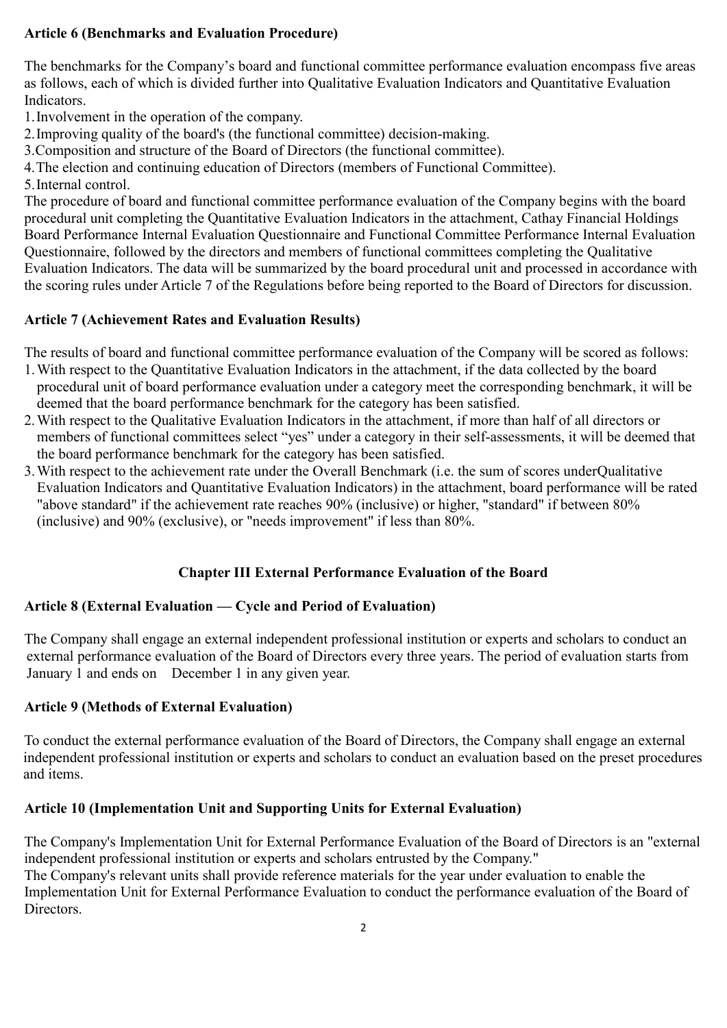**Article 6 (Benchmarks and Evaluation Procedure)**

The benchmarks for the Company's board and functional committee performance evaluation encompass five areas as follows, each of which is divided further into Qualitative Evaluation Indicators and Quantitative Evaluation Indicators.

1. Involvement in the operation of the company.
2. Improving quality of the board's (the functional committee) decision-making.
3. Composition and structure of the Board of Directors (the functional committee).
4. The election and continuing education of Directors (members of Functional Committee).
5. Internal control.

The procedure of board and functional committee performance evaluation of the Company begins with the board procedural unit completing the Quantitative Evaluation Indicators in the attachment, Cathay Financial Holdings Board Performance Internal Evaluation Questionnaire and Functional Committee Performance Internal Evaluation Questionnaire, followed by the directors and members of functional committees completing the Qualitative Evaluation Indicators. The data will be summarized by the board procedural unit and processed in accordance with the scoring rules under Article 7 of the Regulations before being reported to the Board of Directors for discussion.

**Article 7 (Achievement Rates and Evaluation Results)**

The results of board and functional committee performance evaluation of the Company will be scored as follows:

1. With respect to the Quantitative Evaluation Indicators in the attachment, if the data collected by the board procedural unit of board performance evaluation under a category meet the corresponding benchmark, it will be deemed that the board performance benchmark for the category has been satisfied.
2. With respect to the Qualitative Evaluation Indicators in the attachment, if more than half of all directors or members of functional committees select "yes" under a category in their self-assessments, it will be deemed that the board performance benchmark for the category has been satisfied.
3. With respect to the achievement rate under the Overall Benchmark (i.e. the sum of scores underQualitative Evaluation Indicators and Quantitative Evaluation Indicators) in the attachment, board performance will be rated "above standard" if the achievement rate reaches 90% (inclusive) or higher, "standard" if between 80% (inclusive) and 90% (exclusive), or "needs improvement" if less than 80%.

## Chapter III External Performance Evaluation of the Board

**Article 8 (External Evaluation — Cycle and Period of Evaluation)**

The Company shall engage an external independent professional institution or experts and scholars to conduct an external performance evaluation of the Board of Directors every three years. The period of evaluation starts from January 1 and ends on December 1 in any given year.

**Article 9 (Methods of External Evaluation)**

To conduct the external performance evaluation of the Board of Directors, the Company shall engage an external independent professional institution or experts and scholars to conduct an evaluation based on the preset procedures and items.

**Article 10 (Implementation Unit and Supporting Units for External Evaluation)**

The Company's Implementation Unit for External Performance Evaluation of the Board of Directors is an "external independent professional institution or experts and scholars entrusted by the Company."

The Company's relevant units shall provide reference materials for the year under evaluation to enable the Implementation Unit for External Performance Evaluation to conduct the performance evaluation of the Board of Directors.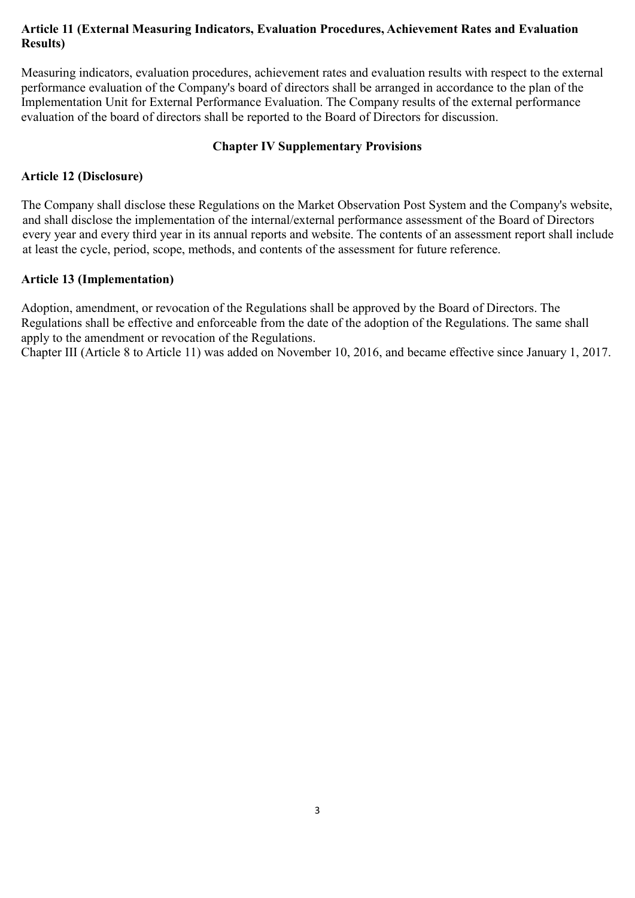**Article 11 (External Measuring Indicators, Evaluation Procedures, Achievement Rates and Evaluation Results)**

Measuring indicators, evaluation procedures, achievement rates and evaluation results with respect to the external performance evaluation of the Company's board of directors shall be arranged in accordance to the plan of the Implementation Unit for External Performance Evaluation. The Company results of the external performance evaluation of the board of directors shall be reported to the Board of Directors for discussion.

## Chapter IV Supplementary Provisions

**Article 12 (Disclosure)**

The Company shall disclose these Regulations on the Market Observation Post System and the Company's website, and shall disclose the implementation of the internal/external performance assessment of the Board of Directors every year and every third year in its annual reports and website. The contents of an assessment report shall include at least the cycle, period, scope, methods, and contents of the assessment for future reference.

**Article 13 (Implementation)**

Adoption, amendment, or revocation of the Regulations shall be approved by the Board of Directors. The Regulations shall be effective and enforceable from the date of the adoption of the Regulations. The same shall apply to the amendment or revocation of the Regulations.
Chapter III (Article 8 to Article 11) was added on November 10, 2016, and became effective since January 1, 2017.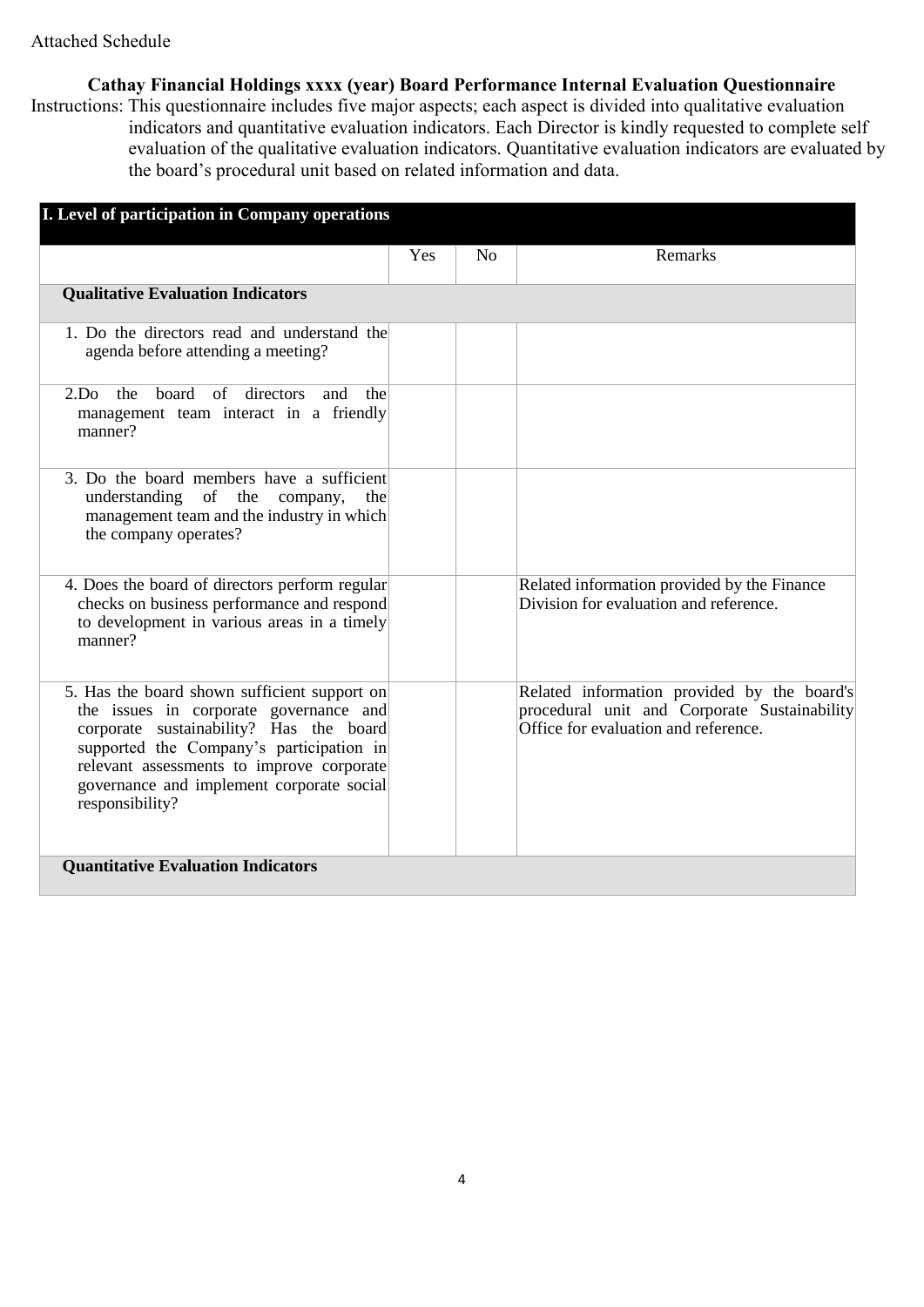Attached Schedule

## Cathay Financial Holdings xxxx (year) Board Performance Internal Evaluation Questionnaire

Instructions: This questionnaire includes five major aspects; each aspect is divided into qualitative evaluation indicators and quantitative evaluation indicators. Each Director is kindly requested to complete self evaluation of the qualitative evaluation indicators. Quantitative evaluation indicators are evaluated by the board's procedural unit based on related information and data.

| I. Level of participation in Company operations | | | |
|---|---|---|---|
| | Yes | No | Remarks |
| **Qualitative Evaluation Indicators** | | | |
| 1. Do the directors read and understand the agenda before attending a meeting? | | | |
| 2. Do the board of directors and the management team interact in a friendly manner? | | | |
| 3. Do the board members have a sufficient understanding of the company, the management team and the industry in which the company operates? | | | |
| 4. Does the board of directors perform regular checks on business performance and respond to development in various areas in a timely manner? | | | Related information provided by the Finance Division for evaluation and reference. |
| 5. Has the board shown sufficient support on the issues in corporate governance and corporate sustainability? Has the board supported the Company's participation in relevant assessments to improve corporate governance and implement corporate social responsibility? | | | Related information provided by the board's procedural unit and Corporate Sustainability Office for evaluation and reference. |
| **Quantitative Evaluation Indicators** | | | |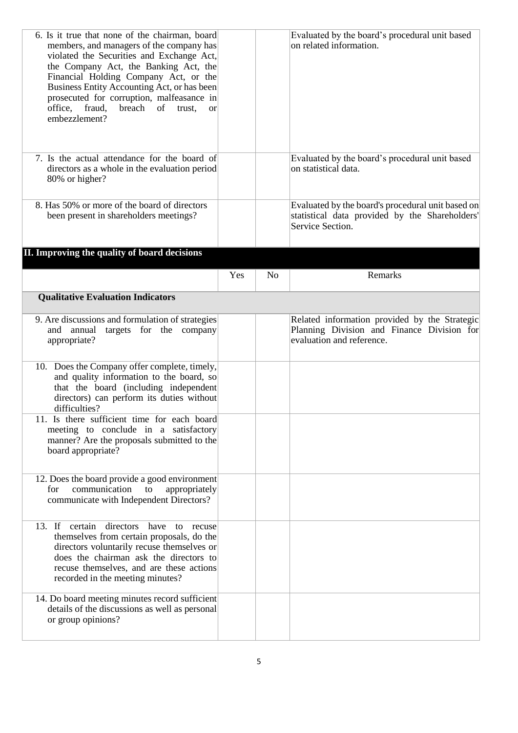| | Yes | No | Remarks |
|---|---|---|---|
| 6. Is it true that none of the chairman, board members, and managers of the company has violated the Securities and Exchange Act, the Company Act, the Banking Act, the Financial Holding Company Act, or the Business Entity Accounting Act, or has been prosecuted for corruption, malfeasance in office, fraud, breach of trust, or embezzlement? | | | Evaluated by the board's procedural unit based on related information. |
| 7. Is the actual attendance for the board of directors as a whole in the evaluation period 80% or higher? | | | Evaluated by the board's procedural unit based on statistical data. |
| 8. Has 50% or more of the board of directors been present in shareholders meetings? | | | Evaluated by the board's procedural unit based on statistical data provided by the Shareholders' Service Section. |

## II. Improving the quality of board decisions

| | Yes | No | Remarks |
|---|---|---|---|
| **Qualitative Evaluation Indicators** | | | |
| 9. Are discussions and formulation of strategies and annual targets for the company appropriate? | | | Related information provided by the Strategic Planning Division and Finance Division for evaluation and reference. |
| 10. Does the Company offer complete, timely, and quality information to the board, so that the board (including independent directors) can perform its duties without difficulties? | | | |
| 11. Is there sufficient time for each board meeting to conclude in a satisfactory manner? Are the proposals submitted to the board appropriate? | | | |
| 12. Does the board provide a good environment for communication to appropriately communicate with Independent Directors? | | | |
| 13. If certain directors have to recuse themselves from certain proposals, do the directors voluntarily recuse themselves or does the chairman ask the directors to recuse themselves, and are these actions recorded in the meeting minutes? | | | |
| 14. Do board meeting minutes record sufficient details of the discussions as well as personal or group opinions? | | | |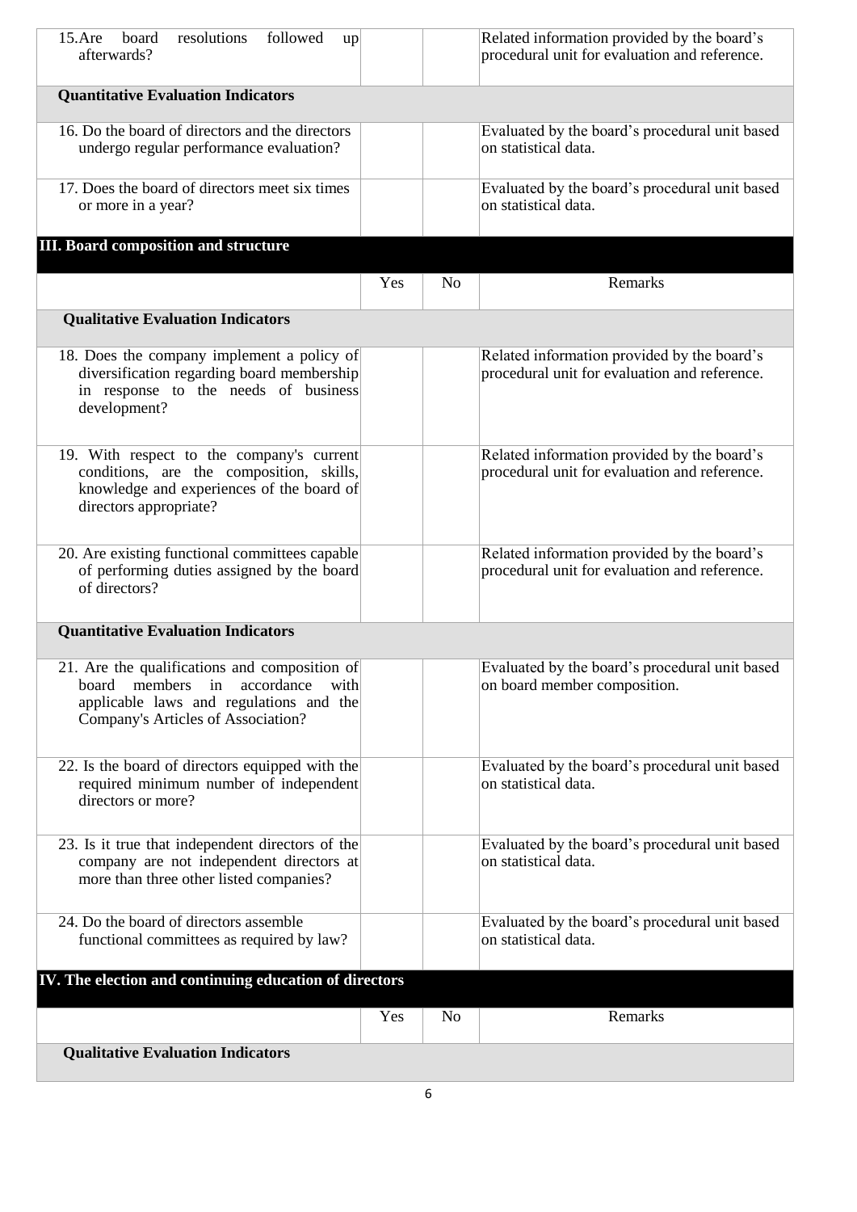| | | | |
|---|---|---|---|
| 15. Are board resolutions followed up afterwards? | | | Related information provided by the board's procedural unit for evaluation and reference. |
| **Quantitative Evaluation Indicators** | | | |
| 16. Do the board of directors and the directors undergo regular performance evaluation? | | | Evaluated by the board's procedural unit based on statistical data. |
| 17. Does the board of directors meet six times or more in a year? | | | Evaluated by the board's procedural unit based on statistical data. |

**III. Board composition and structure**

| | Yes | No | Remarks |
|---|---|---|---|
| **Qualitative Evaluation Indicators** | | | |
| 18. Does the company implement a policy of diversification regarding board membership in response to the needs of business development? | | | Related information provided by the board's procedural unit for evaluation and reference. |
| 19. With respect to the company's current conditions, are the composition, skills, knowledge and experiences of the board of directors appropriate? | | | Related information provided by the board's procedural unit for evaluation and reference. |
| 20. Are existing functional committees capable of performing duties assigned by the board of directors? | | | Related information provided by the board's procedural unit for evaluation and reference. |
| **Quantitative Evaluation Indicators** | | | |
| 21. Are the qualifications and composition of board members in accordance with applicable laws and regulations and the Company's Articles of Association? | | | Evaluated by the board's procedural unit based on board member composition. |
| 22. Is the board of directors equipped with the required minimum number of independent directors or more? | | | Evaluated by the board's procedural unit based on statistical data. |
| 23. Is it true that independent directors of the company are not independent directors at more than three other listed companies? | | | Evaluated by the board's procedural unit based on statistical data. |
| 24. Do the board of directors assemble functional committees as required by law? | | | Evaluated by the board's procedural unit based on statistical data. |

**IV. The election and continuing education of directors**

| | Yes | No | Remarks |
|---|---|---|---|
| **Qualitative Evaluation Indicators** | | | |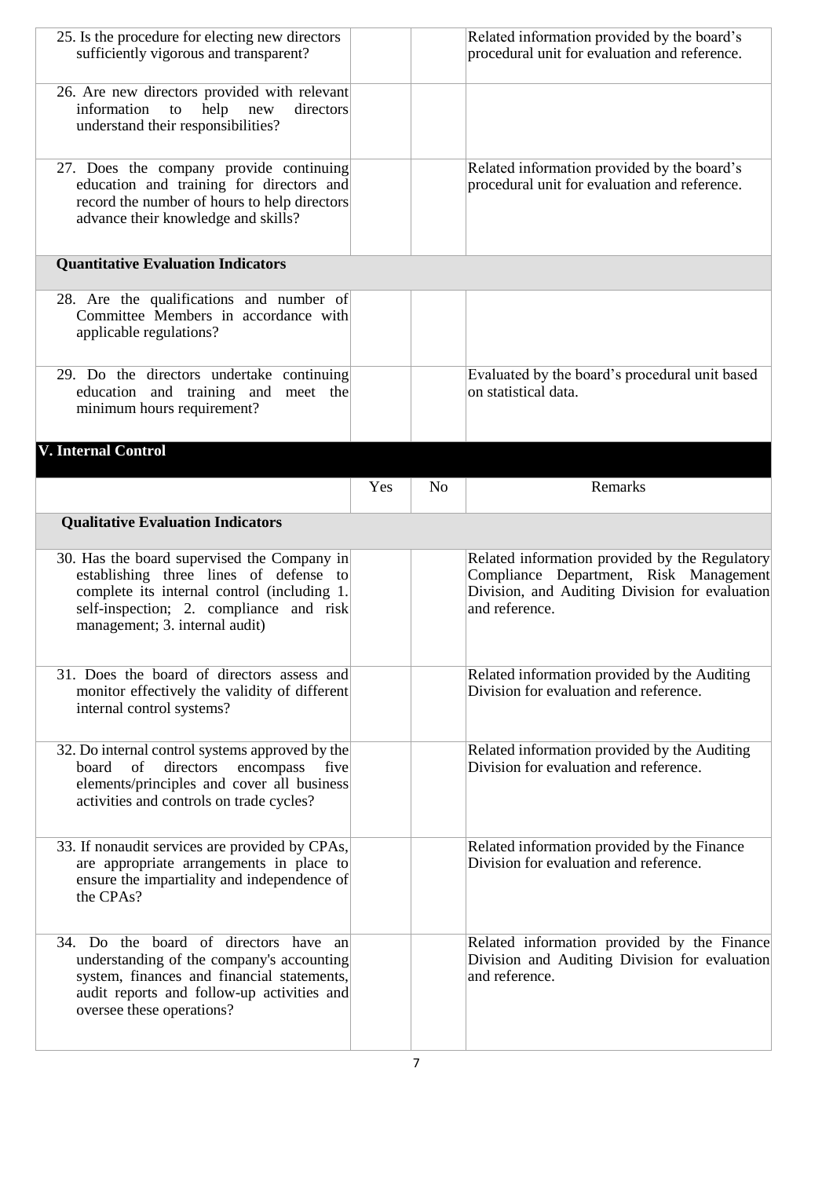| | | | |
|---|---|---|---|
| 25. Is the procedure for electing new directors sufficiently vigorous and transparent? | | | Related information provided by the board's procedural unit for evaluation and reference. |
| 26. Are new directors provided with relevant information to help new directors understand their responsibilities? | | | |
| 27. Does the company provide continuing education and training for directors and record the number of hours to help directors advance their knowledge and skills? | | | Related information provided by the board's procedural unit for evaluation and reference. |
| **Quantitative Evaluation Indicators** | | | |
| 28. Are the qualifications and number of Committee Members in accordance with applicable regulations? | | | |
| 29. Do the directors undertake continuing education and training and meet the minimum hours requirement? | | | Evaluated by the board's procedural unit based on statistical data. |

## V. Internal Control

| | Yes | No | Remarks |
|---|---|---|---|
| **Qualitative Evaluation Indicators** | | | |
| 30. Has the board supervised the Company in establishing three lines of defense to complete its internal control (including 1. self-inspection; 2. compliance and risk management; 3. internal audit) | | | Related information provided by the Regulatory Compliance Department, Risk Management Division, and Auditing Division for evaluation and reference. |
| 31. Does the board of directors assess and monitor effectively the validity of different internal control systems? | | | Related information provided by the Auditing Division for evaluation and reference. |
| 32. Do internal control systems approved by the board of directors encompass five elements/principles and cover all business activities and controls on trade cycles? | | | Related information provided by the Auditing Division for evaluation and reference. |
| 33. If nonaudit services are provided by CPAs, are appropriate arrangements in place to ensure the impartiality and independence of the CPAs? | | | Related information provided by the Finance Division for evaluation and reference. |
| 34. Do the board of directors have an understanding of the company's accounting system, finances and financial statements, audit reports and follow-up activities and oversee these operations? | | | Related information provided by the Finance Division and Auditing Division for evaluation and reference. |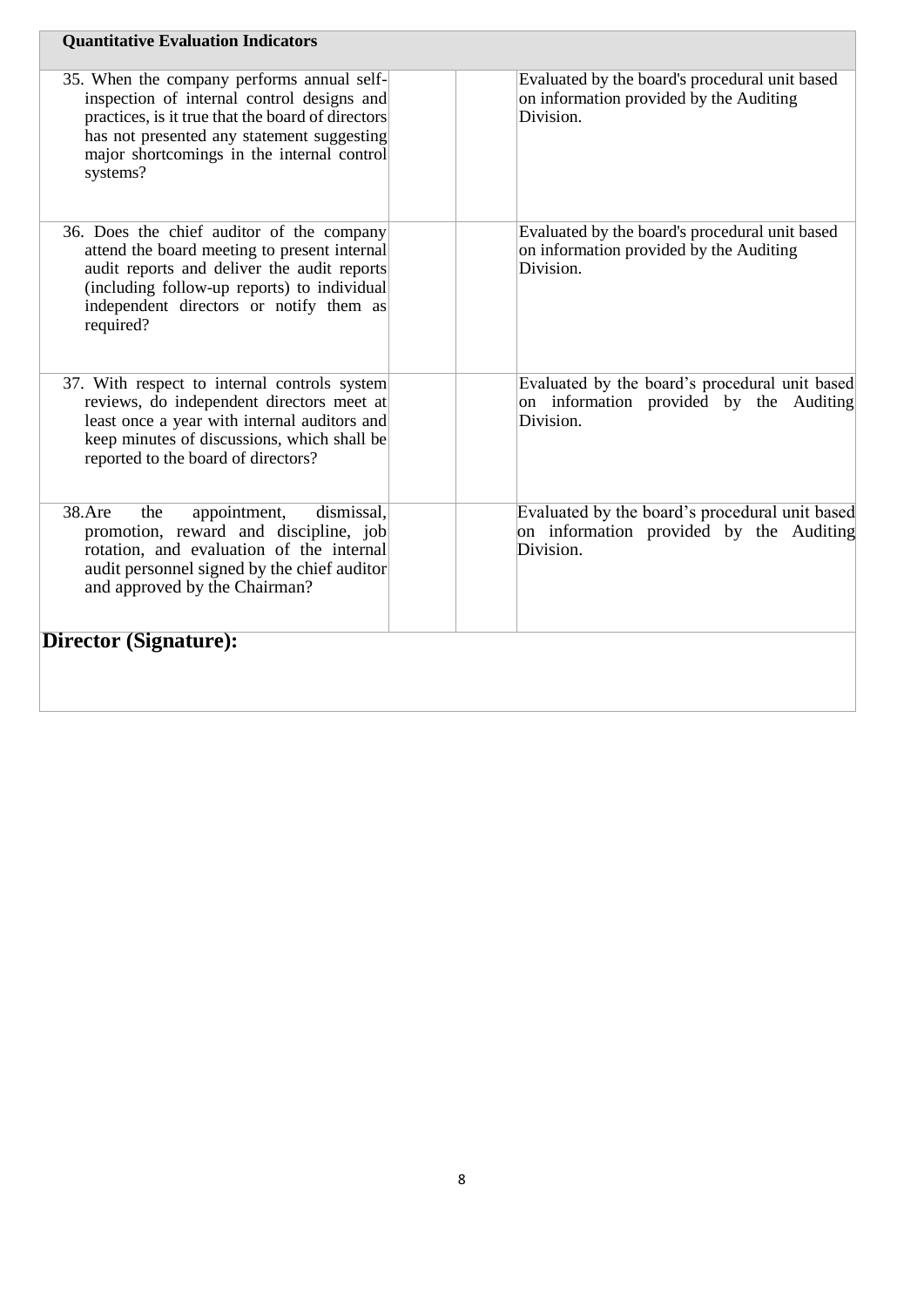| Quantitative Evaluation Indicators | | | |
|---|---|---|---|
| 35. When the company performs annual self-inspection of internal control designs and practices, is it true that the board of directors has not presented any statement suggesting major shortcomings in the internal control systems? | | | Evaluated by the board's procedural unit based on information provided by the Auditing Division. |
| 36. Does the chief auditor of the company attend the board meeting to present internal audit reports and deliver the audit reports (including follow-up reports) to individual independent directors or notify them as required? | | | Evaluated by the board's procedural unit based on information provided by the Auditing Division. |
| 37. With respect to internal controls system reviews, do independent directors meet at least once a year with internal auditors and keep minutes of discussions, which shall be reported to the board of directors? | | | Evaluated by the board's procedural unit based on information provided by the Auditing Division. |
| 38. Are the appointment, dismissal, promotion, reward and discipline, job rotation, and evaluation of the internal audit personnel signed by the chief auditor and approved by the Chairman? | | | Evaluated by the board's procedural unit based on information provided by the Auditing Division. |

**Director (Signature):**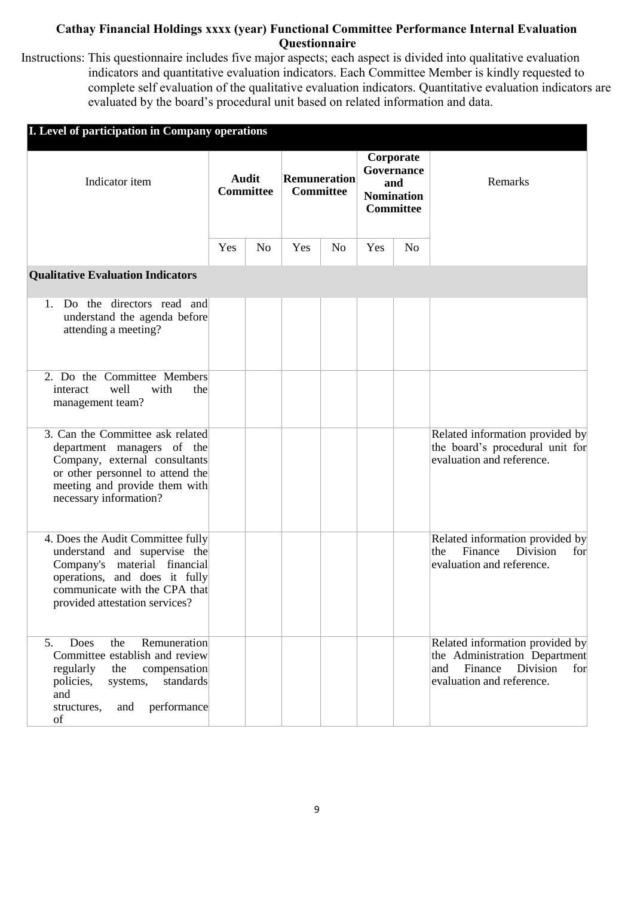**Cathay Financial Holdings xxxx (year) Functional Committee Performance Internal Evaluation Questionnaire**

Instructions: This questionnaire includes five major aspects; each aspect is divided into qualitative evaluation indicators and quantitative evaluation indicators. Each Committee Member is kindly requested to complete self evaluation of the qualitative evaluation indicators. Quantitative evaluation indicators are evaluated by the board's procedural unit based on related information and data.

| **I. Level of participation in Company operations** | | | | | | | |
|---|---|---|---|---|---|---|---|
| Indicator item | **Audit Committee** | | **Remuneration Committee** | | **Corporate Governance and Nomination Committee** | | Remarks |
| | Yes | No | Yes | No | Yes | No | |
| **Qualitative Evaluation Indicators** | | | | | | | |
| 1. Do the directors read and understand the agenda before attending a meeting? | | | | | | | |
| 2. Do the Committee Members interact well with the management team? | | | | | | | |
| 3. Can the Committee ask related department managers of the Company, external consultants or other personnel to attend the meeting and provide them with necessary information? | | | | | | | Related information provided by the board's procedural unit for evaluation and reference. |
| 4. Does the Audit Committee fully understand and supervise the Company's material financial operations, and does it fully communicate with the CPA that provided attestation services? | | | | | | | Related information provided by the Finance Division for evaluation and reference. |
| 5. Does the Remuneration Committee establish and review regularly the compensation policies, systems, standards and structures, and performance of | | | | | | | Related information provided by the Administration Department and Finance Division for evaluation and reference. |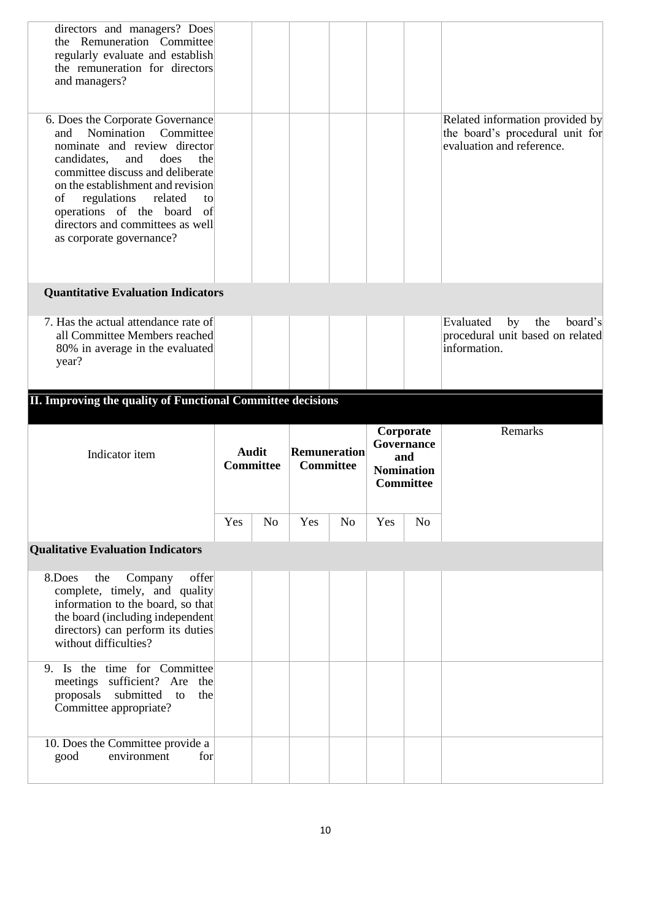| | | | | | | | |
|---|---|---|---|---|---|---|---|
| directors and managers? Does the Remuneration Committee regularly evaluate and establish the remuneration for directors and managers? | | | | | | | |
| 6. Does the Corporate Governance and Nomination Committee nominate and review director candidates, and does the committee discuss and deliberate on the establishment and revision of regulations related to operations of the board of directors and committees as well as corporate governance? | | | | | | | Related information provided by the board's procedural unit for evaluation and reference. |
| **Quantitative Evaluation Indicators** | | | | | | | |
| 7. Has the actual attendance rate of all Committee Members reached 80% in average in the evaluated year? | | | | | | | Evaluated by the board's procedural unit based on related information. |

## II. Improving the quality of Functional Committee decisions

| Indicator item | Audit Committee | | Remuneration Committee | | Corporate Governance and Nomination Committee | | Remarks |
|---|---|---|---|---|---|---|---|
| | Yes | No | Yes | No | Yes | No | |
| **Qualitative Evaluation Indicators** | | | | | | | |
| 8.Does the Company offer complete, timely, and quality information to the board, so that the board (including independent directors) can perform its duties without difficulties? | | | | | | | |
| 9. Is the time for Committee meetings sufficient? Are the proposals submitted to the Committee appropriate? | | | | | | | |
| 10. Does the Committee provide a good environment for | | | | | | | |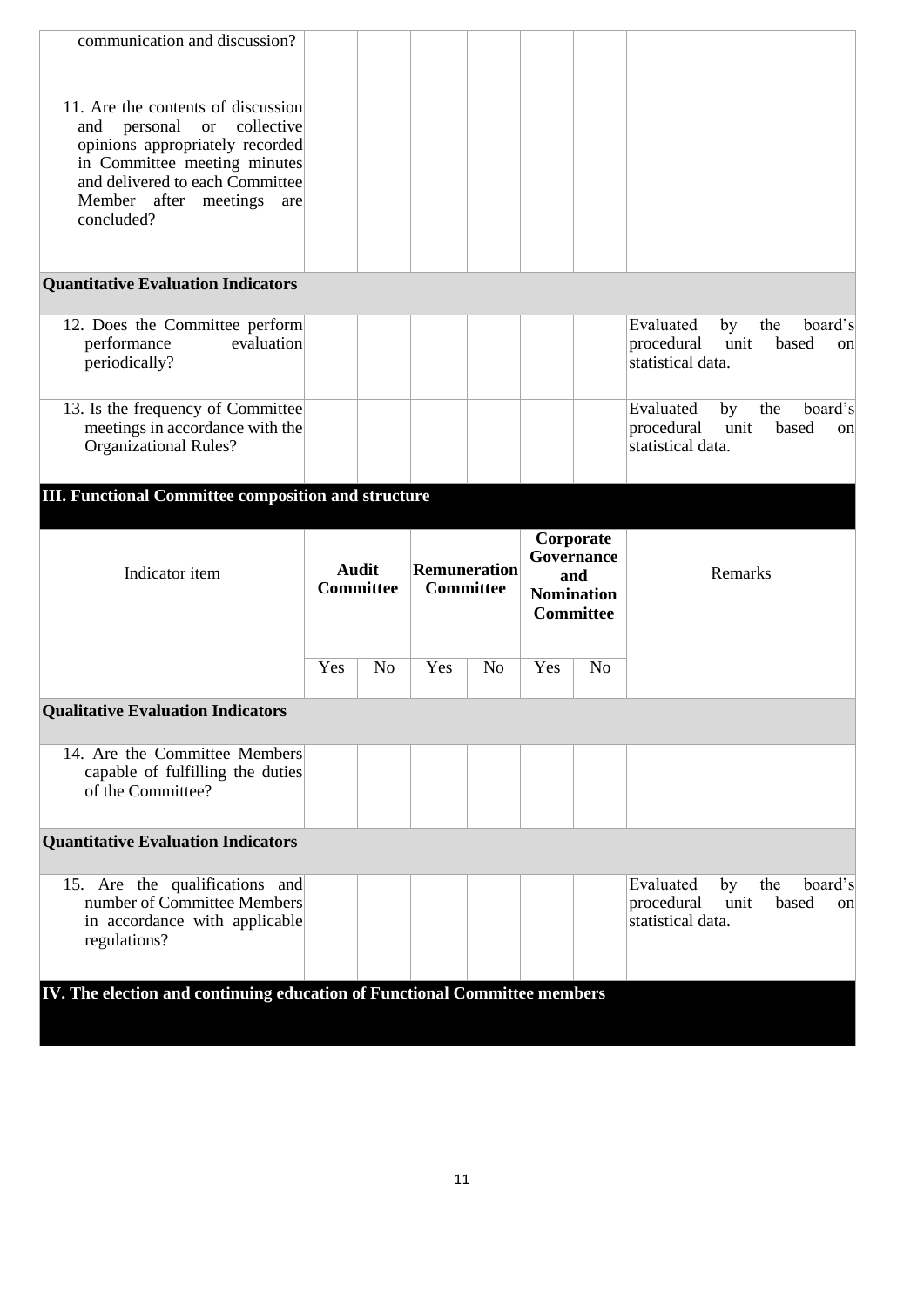| | | | | | | | |
|---|---|---|---|---|---|---|---|
| communication and discussion? | | | | | | | |
| 11. Are the contents of discussion and personal or collective opinions appropriately recorded in Committee meeting minutes and delivered to each Committee Member after meetings are concluded? | | | | | | | |
| **Quantitative Evaluation Indicators** | | | | | | | |
| 12. Does the Committee perform performance evaluation periodically? | | | | | | | Evaluated by the board's procedural unit based on statistical data. |
| 13. Is the frequency of Committee meetings in accordance with the Organizational Rules? | | | | | | | Evaluated by the board's procedural unit based on statistical data. |

## III. Functional Committee composition and structure

| Indicator item | Audit Committee | | Remuneration Committee | | Corporate Governance and Nomination Committee | | Remarks |
|---|---|---|---|---|---|---|---|
| | Yes | No | Yes | No | Yes | No | |
| **Qualitative Evaluation Indicators** | | | | | | | |
| 14. Are the Committee Members capable of fulfilling the duties of the Committee? | | | | | | | |
| **Quantitative Evaluation Indicators** | | | | | | | |
| 15. Are the qualifications and number of Committee Members in accordance with applicable regulations? | | | | | | | Evaluated by the board's procedural unit based on statistical data. |

## IV. The election and continuing education of Functional Committee members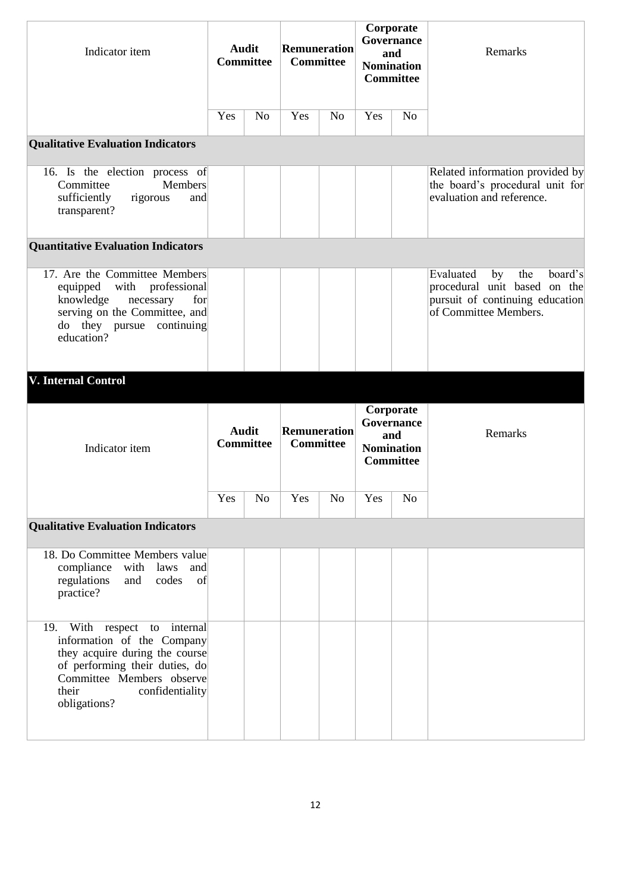| Indicator item | Audit Committee | | Remuneration Committee | | Corporate Governance and Nomination Committee | | Remarks |
|---|---|---|---|---|---|---|---|
| | Yes | No | Yes | No | Yes | No | |
| **Qualitative Evaluation Indicators** | | | | | | | |
| 16. Is the election process of Committee Members sufficiently rigorous and transparent? | | | | | | | Related information provided by the board's procedural unit for evaluation and reference. |
| **Quantitative Evaluation Indicators** | | | | | | | |
| 17. Are the Committee Members equipped with professional knowledge necessary for serving on the Committee, and do they pursue continuing education? | | | | | | | Evaluated by the board's procedural unit based on the pursuit of continuing education of Committee Members. |

## V. Internal Control

| Indicator item | Audit Committee | | Remuneration Committee | | Corporate Governance and Nomination Committee | | Remarks |
|---|---|---|---|---|---|---|---|
| | Yes | No | Yes | No | Yes | No | |
| **Qualitative Evaluation Indicators** | | | | | | | |
| 18. Do Committee Members value compliance with laws and regulations and codes of practice? | | | | | | | |
| 19. With respect to internal information of the Company they acquire during the course of performing their duties, do Committee Members observe their confidentiality obligations? | | | | | | | |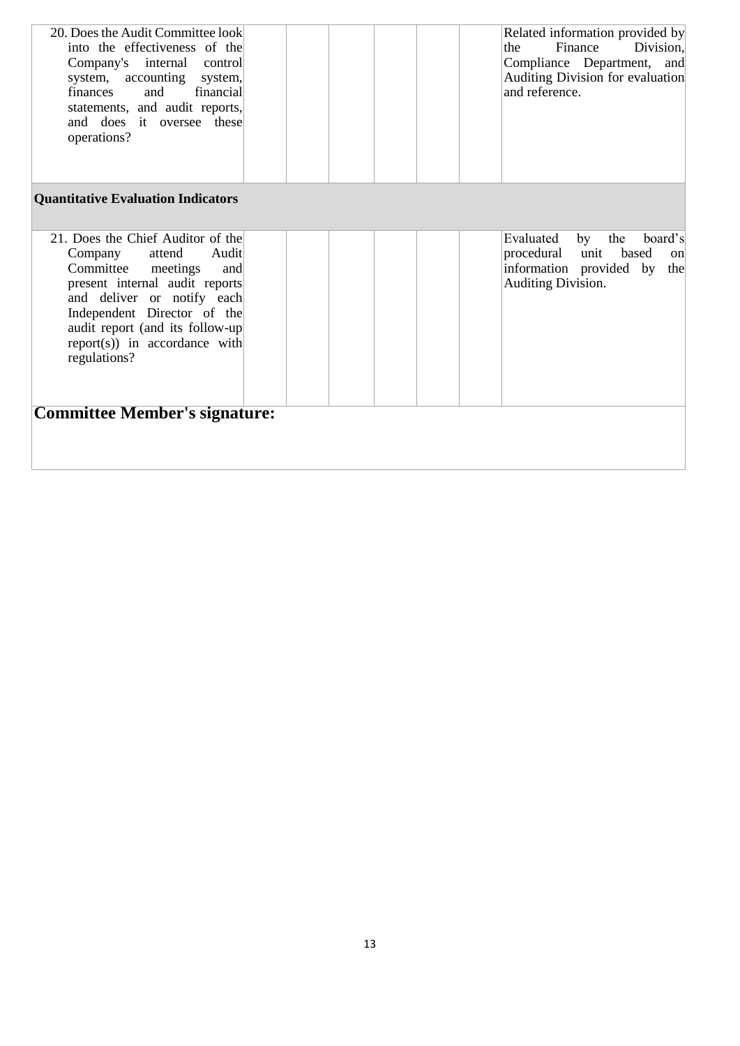| | | | | | | |
|---|---|---|---|---|---|---|
| 20. Does the Audit Committee look into the effectiveness of the Company's internal control system, accounting system, finances and financial statements, and audit reports, and does it oversee these operations? | | | | | | Related information provided by the Finance Division, Compliance Department, and Auditing Division for evaluation and reference. |
| **Quantitative Evaluation Indicators** | | | | | | |
| 21. Does the Chief Auditor of the Company attend Audit Committee meetings and present internal audit reports and deliver or notify each Independent Director of the audit report (and its follow-up report(s)) in accordance with regulations? | | | | | | Evaluated by the board's procedural unit based on information provided by the Auditing Division. |
| **Committee Member's signature:** | | | | | | |